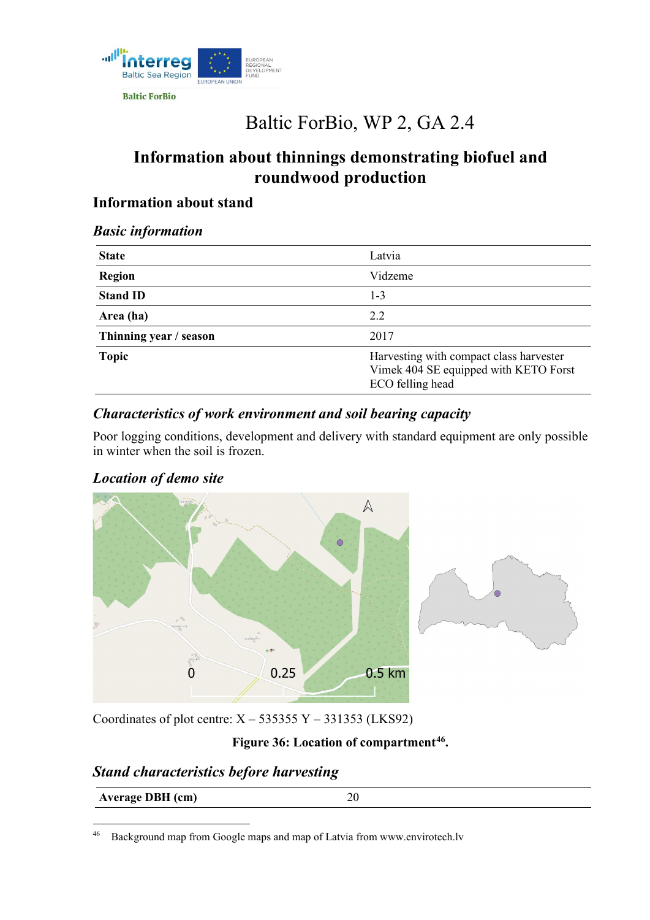Baltic ForBio

# Baltic ForBio, WP 2, GA 2.4

## Information about thinnings demonstrating biofuel and roundwood production

### Information about stand

#### *Basic information*

| State | Latvia |
|---|---|
| Region | Vidzeme |
| Stand ID | 1-3 |
| Area (ha) | 2.2 |
| Thinning year / season | 2017 |
| Topic | Harvesting with compact class harvester Vimek 404 SE equipped with KETO Forst ECO felling head |

#### *Characteristics of work environment and soil bearing capacity*

Poor logging conditions, development and delivery with standard equipment are only possible in winter when the soil is frozen.

#### *Location of demo site*

Coordinates of plot centre: X – 535355 Y – 331353 (LKS92)

**Figure 36: Location of compartment[46].**

#### *Stand characteristics before harvesting*

| Average DBH (cm) | 20 |
|---|---|

[46] Background map from Google maps and map of Latvia from www.envirotech.lv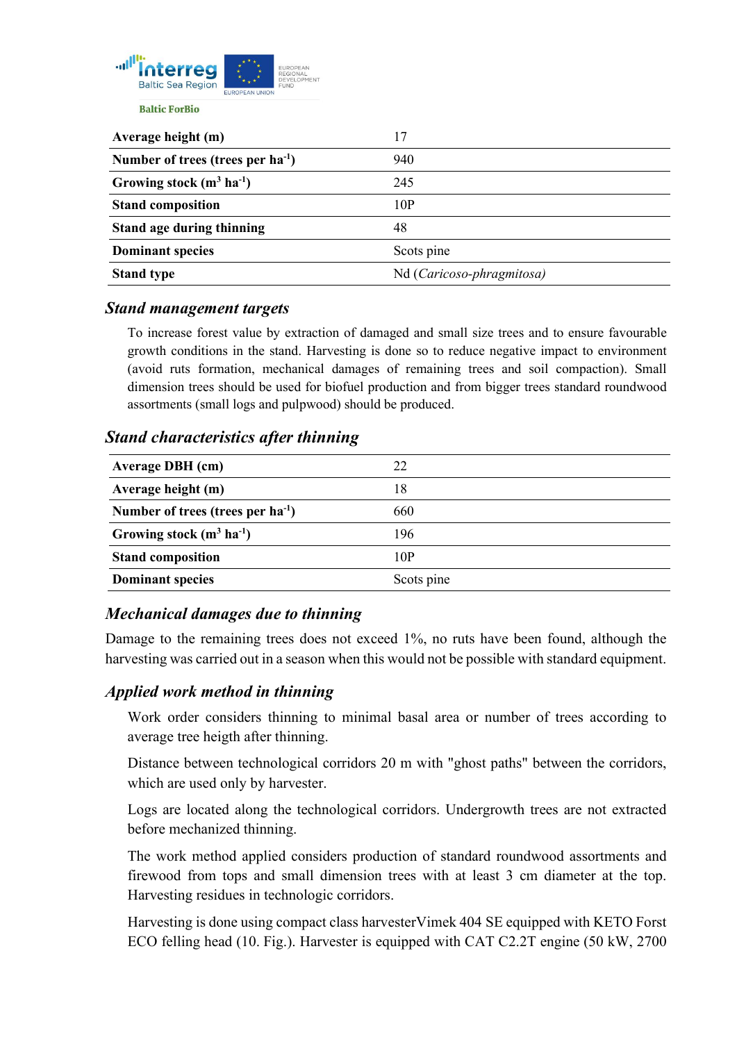| | |
|---|---|
| **Average height (m)** | 17 |
| **Number of trees (trees per ha$^{-1}$)** | 940 |
| **Growing stock (m$^3$ ha$^{-1}$)** | 245 |
| **Stand composition** | 10P |
| **Stand age during thinning** | 48 |
| **Dominant species** | Scots pine |
| **Stand type** | Nd (*Caricoso-phragmitosa)* |

## *Stand management targets*

To increase forest value by extraction of damaged and small size trees and to ensure favourable growth conditions in the stand. Harvesting is done so to reduce negative impact to environment (avoid ruts formation, mechanical damages of remaining trees and soil compaction). Small dimension trees should be used for biofuel production and from bigger trees standard roundwood assortments (small logs and pulpwood) should be produced.

## *Stand characteristics after thinning*

| | |
|---|---|
| **Average DBH (cm)** | 22 |
| **Average height (m)** | 18 |
| **Number of trees (trees per ha$^{-1}$)** | 660 |
| **Growing stock (m$^3$ ha$^{-1}$)** | 196 |
| **Stand composition** | 10P |
| **Dominant species** | Scots pine |

## *Mechanical damages due to thinning*

Damage to the remaining trees does not exceed 1%, no ruts have been found, although the harvesting was carried out in a season when this would not be possible with standard equipment.

## *Applied work method in thinning*

Work order considers thinning to minimal basal area or number of trees according to average tree heigth after thinning.

Distance between technological corridors 20 m with "ghost paths" between the corridors, which are used only by harvester.

Logs are located along the technological corridors. Undergrowth trees are not extracted before mechanized thinning.

The work method applied considers production of standard roundwood assortments and firewood from tops and small dimension trees with at least 3 cm diameter at the top. Harvesting residues in technologic corridors.

Harvesting is done using compact class harvesterVimek 404 SE equipped with KETO Forst ECO felling head (10. Fig.). Harvester is equipped with CAT C2.2T engine (50 kW, 2700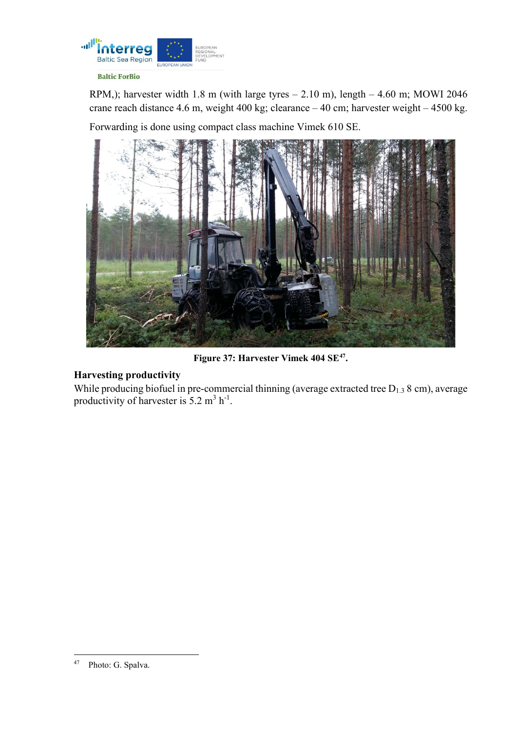RPM,); harvester width 1.8 m (with large tyres – 2.10 m), length – 4.60 m; MOWI 2046 crane reach distance 4.6 m, weight 400 kg; clearance – 40 cm; harvester weight – 4500 kg.

Forwarding is done using compact class machine Vimek 610 SE.

**Figure 37: Harvester Vimek 404 SE[47].**

### Harvesting productivity

While producing biofuel in pre-commercial thinning (average extracted tree $D_{1.3}$ 8 cm), average productivity of harvester is 5.2 $m^3$ $h^{-1}$.

[47] Photo: G. Spalva.